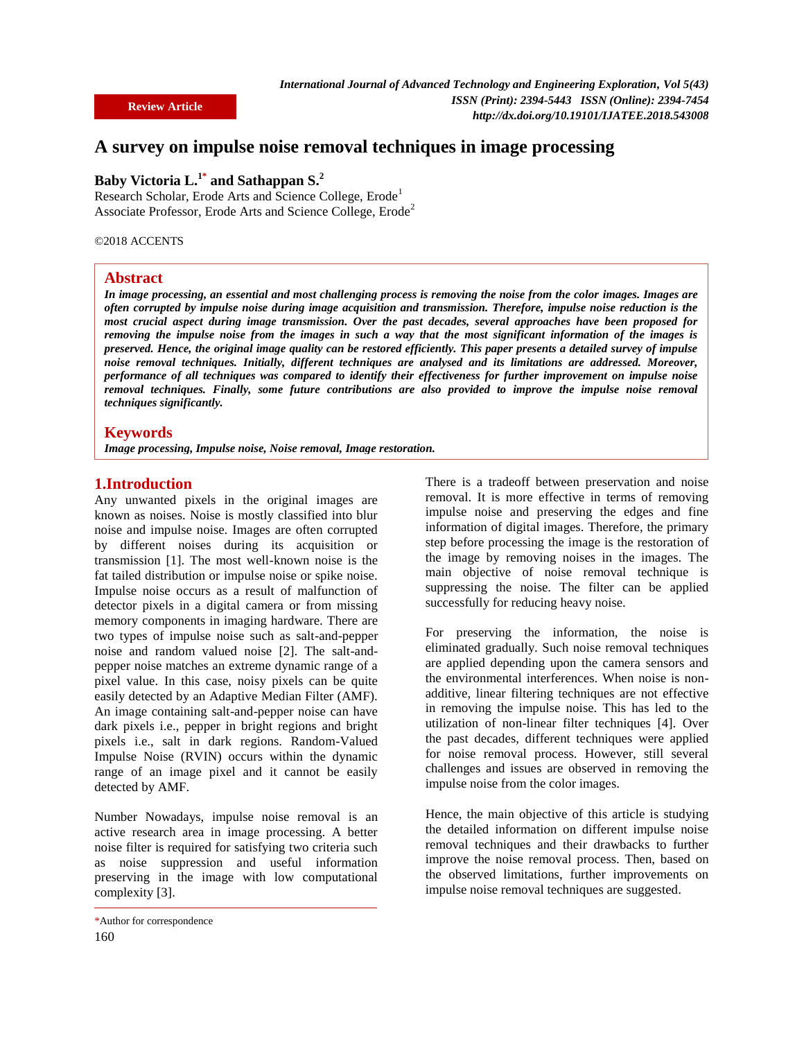Review Article

# A survey on impulse noise removal techniques in image processing

**Baby Victoria L.[1*] and Sathappan S.[2]**

Research Scholar, Erode Arts and Science College, Erode[1]

Associate Professor, Erode Arts and Science College, Erode[2]

©2018 ACCENTS

## Abstract

***In image processing, an essential and most challenging process is removing the noise from the color images. Images are often corrupted by impulse noise during image acquisition and transmission. Therefore, impulse noise reduction is the most crucial aspect during image transmission. Over the past decades, several approaches have been proposed for removing the impulse noise from the images in such a way that the most significant information of the images is preserved. Hence, the original image quality can be restored efficiently. This paper presents a detailed survey of impulse noise removal techniques. Initially, different techniques are analysed and its limitations are addressed. Moreover, performance of all techniques was compared to identify their effectiveness for further improvement on impulse noise removal techniques. Finally, some future contributions are also provided to improve the impulse noise removal techniques significantly.***

## Keywords

***Image processing, Impulse noise, Noise removal, Image restoration.***

## 1.Introduction

Any unwanted pixels in the original images are known as noises. Noise is mostly classified into blur noise and impulse noise. Images are often corrupted by different noises during its acquisition or transmission [1]. The most well-known noise is the fat tailed distribution or impulse noise or spike noise. Impulse noise occurs as a result of malfunction of detector pixels in a digital camera or from missing memory components in imaging hardware. There are two types of impulse noise such as salt-and-pepper noise and random valued noise [2]. The salt-and-pepper noise matches an extreme dynamic range of a pixel value. In this case, noisy pixels can be quite easily detected by an Adaptive Median Filter (AMF). An image containing salt-and-pepper noise can have dark pixels i.e., pepper in bright regions and bright pixels i.e., salt in dark regions. Random-Valued Impulse Noise (RVIN) occurs within the dynamic range of an image pixel and it cannot be easily detected by AMF.

Number Nowadays, impulse noise removal is an active research area in image processing. A better noise filter is required for satisfying two criteria such as noise suppression and useful information preserving in the image with low computational complexity [3].

There is a tradeoff between preservation and noise removal. It is more effective in terms of removing impulse noise and preserving the edges and fine information of digital images. Therefore, the primary step before processing the image is the restoration of the image by removing noises in the images. The main objective of noise removal technique is suppressing the noise. The filter can be applied successfully for reducing heavy noise.

For preserving the information, the noise is eliminated gradually. Such noise removal techniques are applied depending upon the camera sensors and the environmental interferences. When noise is non-additive, linear filtering techniques are not effective in removing the impulse noise. This has led to the utilization of non-linear filter techniques [4]. Over the past decades, different techniques were applied for noise removal process. However, still several challenges and issues are observed in removing the impulse noise from the color images.

Hence, the main objective of this article is studying the detailed information on different impulse noise removal techniques and their drawbacks to further improve the noise removal process. Then, based on the observed limitations, further improvements on impulse noise removal techniques are suggested.

*Author for correspondence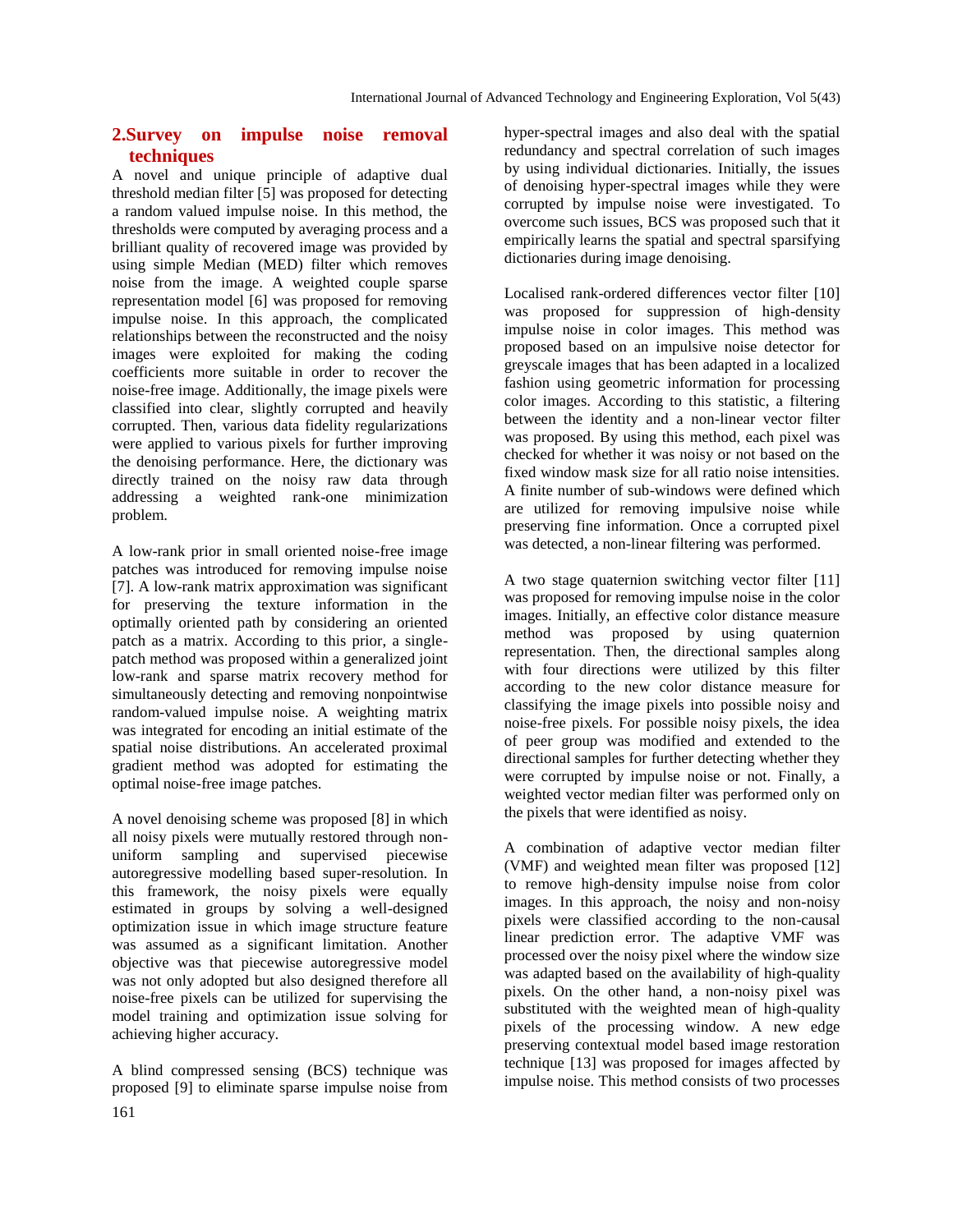## 2.Survey on impulse noise removal techniques

A novel and unique principle of adaptive dual threshold median filter [5] was proposed for detecting a random valued impulse noise. In this method, the thresholds were computed by averaging process and a brilliant quality of recovered image was provided by using simple Median (MED) filter which removes noise from the image. A weighted couple sparse representation model [6] was proposed for removing impulse noise. In this approach, the complicated relationships between the reconstructed and the noisy images were exploited for making the coding coefficients more suitable in order to recover the noise-free image. Additionally, the image pixels were classified into clear, slightly corrupted and heavily corrupted. Then, various data fidelity regularizations were applied to various pixels for further improving the denoising performance. Here, the dictionary was directly trained on the noisy raw data through addressing a weighted rank-one minimization problem.

A low-rank prior in small oriented noise-free image patches was introduced for removing impulse noise [7]. A low-rank matrix approximation was significant for preserving the texture information in the optimally oriented path by considering an oriented patch as a matrix. According to this prior, a single-patch method was proposed within a generalized joint low-rank and sparse matrix recovery method for simultaneously detecting and removing nonpointwise random-valued impulse noise. A weighting matrix was integrated for encoding an initial estimate of the spatial noise distributions. An accelerated proximal gradient method was adopted for estimating the optimal noise-free image patches.

A novel denoising scheme was proposed [8] in which all noisy pixels were mutually restored through non-uniform sampling and supervised piecewise autoregressive modelling based super-resolution. In this framework, the noisy pixels were equally estimated in groups by solving a well-designed optimization issue in which image structure feature was assumed as a significant limitation. Another objective was that piecewise autoregressive model was not only adopted but also designed therefore all noise-free pixels can be utilized for supervising the model training and optimization issue solving for achieving higher accuracy.

A blind compressed sensing (BCS) technique was proposed [9] to eliminate sparse impulse noise from hyper-spectral images and also deal with the spatial redundancy and spectral correlation of such images by using individual dictionaries. Initially, the issues of denoising hyper-spectral images while they were corrupted by impulse noise were investigated. To overcome such issues, BCS was proposed such that it empirically learns the spatial and spectral sparsifying dictionaries during image denoising.

Localised rank-ordered differences vector filter [10] was proposed for suppression of high-density impulse noise in color images. This method was proposed based on an impulsive noise detector for greyscale images that has been adapted in a localized fashion using geometric information for processing color images. According to this statistic, a filtering between the identity and a non-linear vector filter was proposed. By using this method, each pixel was checked for whether it was noisy or not based on the fixed window mask size for all ratio noise intensities. A finite number of sub-windows were defined which are utilized for removing impulsive noise while preserving fine information. Once a corrupted pixel was detected, a non-linear filtering was performed.

A two stage quaternion switching vector filter [11] was proposed for removing impulse noise in the color images. Initially, an effective color distance measure method was proposed by using quaternion representation. Then, the directional samples along with four directions were utilized by this filter according to the new color distance measure for classifying the image pixels into possible noisy and noise-free pixels. For possible noisy pixels, the idea of peer group was modified and extended to the directional samples for further detecting whether they were corrupted by impulse noise or not. Finally, a weighted vector median filter was performed only on the pixels that were identified as noisy.

A combination of adaptive vector median filter (VMF) and weighted mean filter was proposed [12] to remove high-density impulse noise from color images. In this approach, the noisy and non-noisy pixels were classified according to the non-causal linear prediction error. The adaptive VMF was processed over the noisy pixel where the window size was adapted based on the availability of high-quality pixels. On the other hand, a non-noisy pixel was substituted with the weighted mean of high-quality pixels of the processing window. A new edge preserving contextual model based image restoration technique [13] was proposed for images affected by impulse noise. This method consists of two processes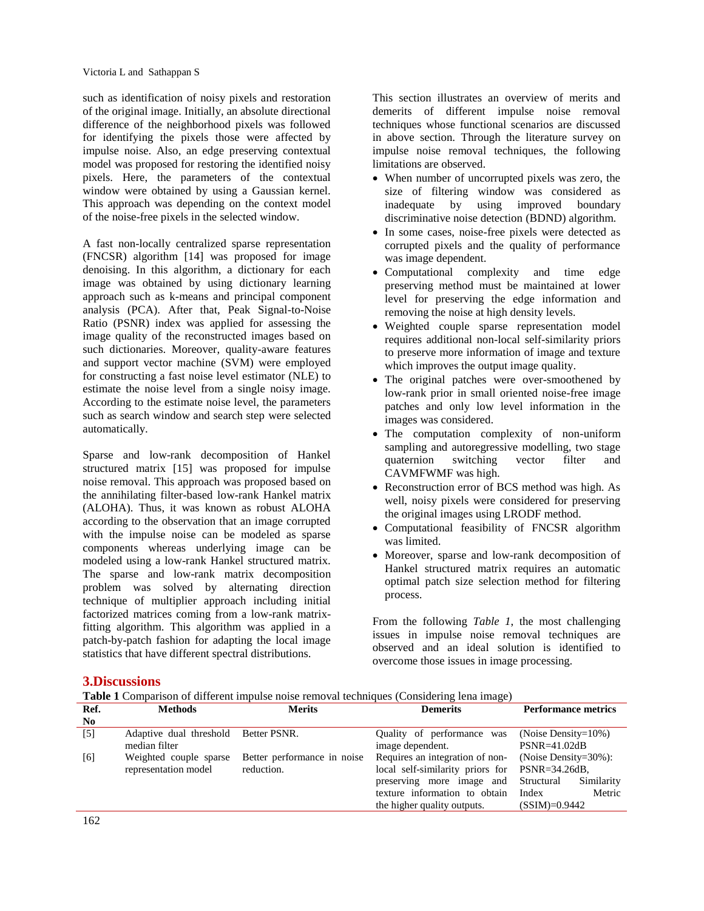such as identification of noisy pixels and restoration of the original image. Initially, an absolute directional difference of the neighborhood pixels was followed for identifying the pixels those were affected by impulse noise. Also, an edge preserving contextual model was proposed for restoring the identified noisy pixels. Here, the parameters of the contextual window were obtained by using a Gaussian kernel. This approach was depending on the context model of the noise-free pixels in the selected window.

A fast non-locally centralized sparse representation (FNCSR) algorithm [14] was proposed for image denoising. In this algorithm, a dictionary for each image was obtained by using dictionary learning approach such as k-means and principal component analysis (PCA). After that, Peak Signal-to-Noise Ratio (PSNR) index was applied for assessing the image quality of the reconstructed images based on such dictionaries. Moreover, quality-aware features and support vector machine (SVM) were employed for constructing a fast noise level estimator (NLE) to estimate the noise level from a single noisy image. According to the estimate noise level, the parameters such as search window and search step were selected automatically.

Sparse and low-rank decomposition of Hankel structured matrix [15] was proposed for impulse noise removal. This approach was proposed based on the annihilating filter-based low-rank Hankel matrix (ALOHA). Thus, it was known as robust ALOHA according to the observation that an image corrupted with the impulse noise can be modeled as sparse components whereas underlying image can be modeled using a low-rank Hankel structured matrix. The sparse and low-rank matrix decomposition problem was solved by alternating direction technique of multiplier approach including initial factorized matrices coming from a low-rank matrix-fitting algorithm. This algorithm was applied in a patch-by-patch fashion for adapting the local image statistics that have different spectral distributions.

This section illustrates an overview of merits and demerits of different impulse noise removal techniques whose functional scenarios are discussed in above section. Through the literature survey on impulse noise removal techniques, the following limitations are observed.

- When number of uncorrupted pixels was zero, the size of filtering window was considered as inadequate by using improved boundary discriminative noise detection (BDND) algorithm.
- In some cases, noise-free pixels were detected as corrupted pixels and the quality of performance was image dependent.
- Computational complexity and time edge preserving method must be maintained at lower level for preserving the edge information and removing the noise at high density levels.
- Weighted couple sparse representation model requires additional non-local self-similarity priors to preserve more information of image and texture which improves the output image quality.
- The original patches were over-smoothened by low-rank prior in small oriented noise-free image patches and only low level information in the images was considered.
- The computation complexity of non-uniform sampling and autoregressive modelling, two stage quaternion switching vector filter and CAVMFWMF was high.
- Reconstruction error of BCS method was high. As well, noisy pixels were considered for preserving the original images using LRODF method.
- Computational feasibility of FNCSR algorithm was limited.
- Moreover, sparse and low-rank decomposition of Hankel structured matrix requires an automatic optimal patch size selection method for filtering process.

From the following *Table 1*, the most challenging issues in impulse noise removal techniques are observed and an ideal solution is identified to overcome those issues in image processing.

## 3.Discussions

**Table 1** Comparison of different impulse noise removal techniques (Considering lena image)

| Ref. No | Methods | Merits | Demerits | Performance metrics |
|---|---|---|---|---|
| [5] | Adaptive dual threshold median filter | Better PSNR. | Quality of performance was image dependent. | (Noise Density=10%) PSNR=41.02dB |
| [6] | Weighted couple sparse representation model | Better performance in noise reduction. | Requires an integration of non-local self-similarity priors for preserving more image and texture information to obtain the higher quality outputs. | (Noise Density=30%): PSNR=34.26dB, Structural Similarity Index Metric (SSIM)=0.9442 |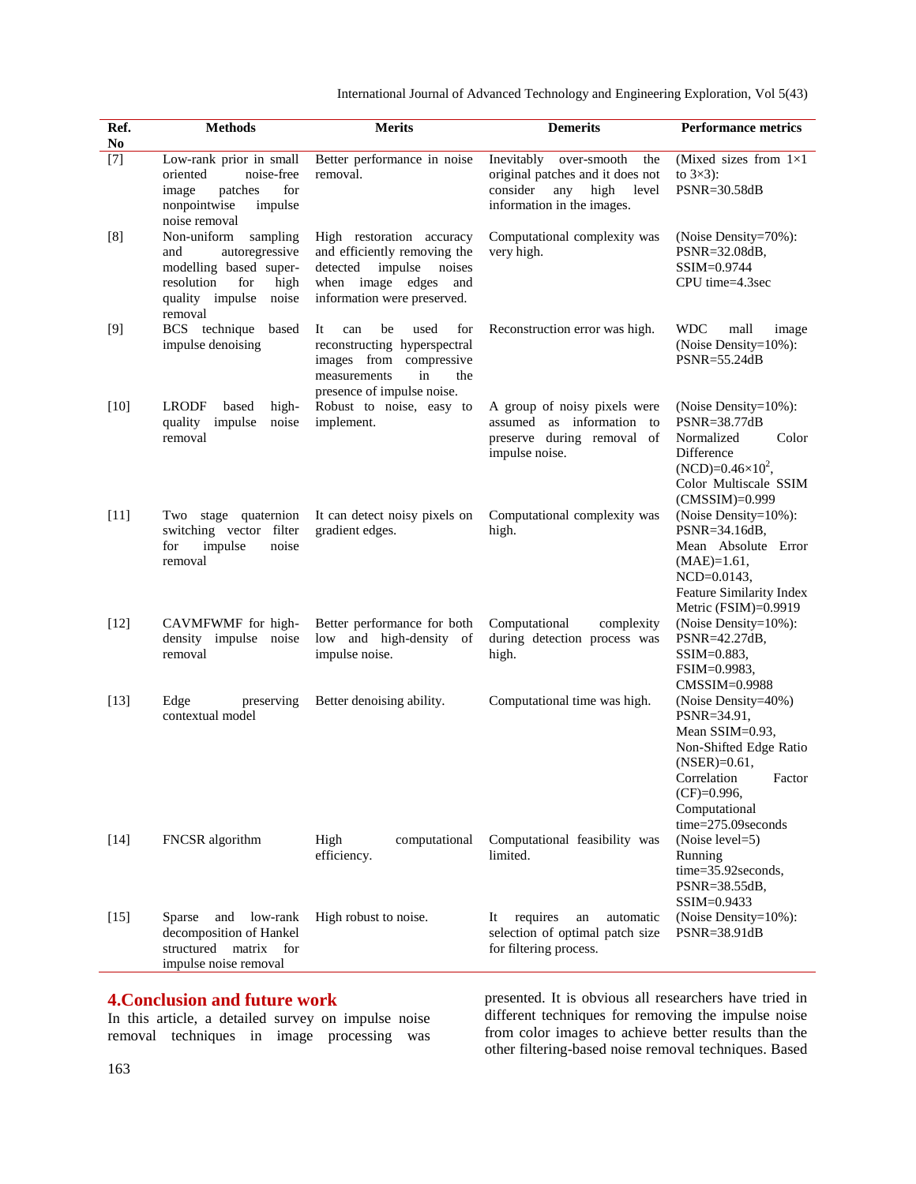| Ref. No | Methods | Merits | Demerits | Performance metrics |
|---|---|---|---|---|
| [7] | Low-rank prior in small oriented noise-free image patches for nonpointwise impulse noise removal | Better performance in noise removal. | Inevitably over-smooth the original patches and it does not consider any high level information in the images. | (Mixed sizes from 1×1 to 3×3): PSNR=30.58dB |
| [8] | Non-uniform sampling and autoregressive modelling based super-resolution for high quality impulse noise removal | High restoration accuracy and efficiently removing the detected impulse noises when image edges and information were preserved. | Computational complexity was very high. | (Noise Density=70%): PSNR=32.08dB, SSIM=0.9744 CPU time=4.3sec |
| [9] | BCS technique based impulse denoising | It can be used for reconstructing hyperspectral images from compressive measurements in the presence of impulse noise. | Reconstruction error was high. | WDC mall image (Noise Density=10%): PSNR=55.24dB |
| [10] | LRODF based high-quality impulse noise removal | Robust to noise, easy to implement. | A group of noisy pixels were assumed as information to preserve during removal of impulse noise. | (Noise Density=10%): PSNR=38.77dB Normalized Color Difference (NCD)=$0.46\times10^{2}$, Color Multiscale SSIM (CMSSIM)=0.999 |
| [11] | Two stage quaternion switching vector filter for impulse noise removal | It can detect noisy pixels on gradient edges. | Computational complexity was high. | (Noise Density=10%): PSNR=34.16dB, Mean Absolute Error (MAE)=1.61, NCD=0.0143, Feature Similarity Index Metric (FSIM)=0.9919 |
| [12] | CAVMFWMF for high-density impulse noise removal | Better performance for both low and high-density of impulse noise. | Computational complexity during detection process was high. | (Noise Density=10%): PSNR=42.27dB, SSIM=0.883, FSIM=0.9983, CMSSIM=0.9988 |
| [13] | Edge preserving contextual model | Better denoising ability. | Computational time was high. | (Noise Density=40%) PSNR=34.91, Mean SSIM=0.93, Non-Shifted Edge Ratio (NSER)=0.61, Correlation Factor (CF)=0.996, Computational time=275.09seconds |
| [14] | FNCSR algorithm | High computational efficiency. | Computational feasibility was limited. | (Noise level=5) Running time=35.92seconds, PSNR=38.55dB, SSIM=0.9433 |
| [15] | Sparse and low-rank decomposition of Hankel structured matrix for impulse noise removal | High robust to noise. | It requires an automatic selection of optimal patch size for filtering process. | (Noise Density=10%): PSNR=38.91dB |

## 4.Conclusion and future work

In this article, a detailed survey on impulse noise removal techniques in image processing was presented. It is obvious all researchers have tried in different techniques for removing the impulse noise from color images to achieve better results than the other filtering-based noise removal techniques. Based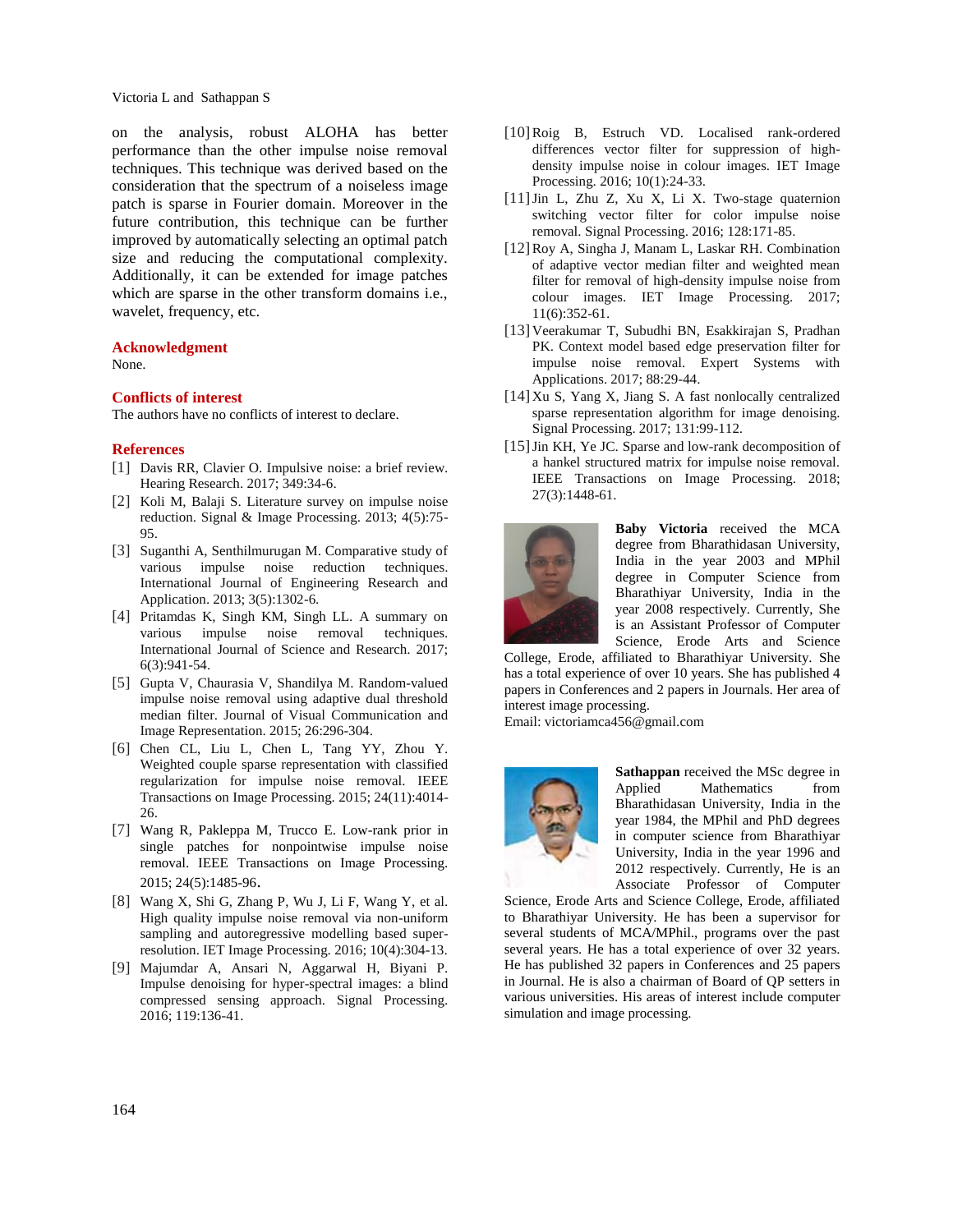on the analysis, robust ALOHA has better performance than the other impulse noise removal techniques. This technique was derived based on the consideration that the spectrum of a noiseless image patch is sparse in Fourier domain. Moreover in the future contribution, this technique can be further improved by automatically selecting an optimal patch size and reducing the computational complexity. Additionally, it can be extended for image patches which are sparse in the other transform domains i.e., wavelet, frequency, etc.

## Acknowledgment

None.

## Conflicts of interest

The authors have no conflicts of interest to declare.

## References

[1] Davis RR, Clavier O. Impulsive noise: a brief review. Hearing Research. 2017; 349:34-6.

[2] Koli M, Balaji S. Literature survey on impulse noise reduction. Signal & Image Processing. 2013; 4(5):75-95.

[3] Suganthi A, Senthilmurugan M. Comparative study of various impulse noise reduction techniques. International Journal of Engineering Research and Application. 2013; 3(5):1302-6.

[4] Pritamdas K, Singh KM, Singh LL. A summary on various impulse noise removal techniques. International Journal of Science and Research. 2017; 6(3):941-54.

[5] Gupta V, Chaurasia V, Shandilya M. Random-valued impulse noise removal using adaptive dual threshold median filter. Journal of Visual Communication and Image Representation. 2015; 26:296-304.

[6] Chen CL, Liu L, Chen L, Tang YY, Zhou Y. Weighted couple sparse representation with classified regularization for impulse noise removal. IEEE Transactions on Image Processing. 2015; 24(11):4014-26.

[7] Wang R, Pakleppa M, Trucco E. Low-rank prior in single patches for nonpointwise impulse noise removal. IEEE Transactions on Image Processing. 2015; 24(5):1485-96.

[8] Wang X, Shi G, Zhang P, Wu J, Li F, Wang Y, et al. High quality impulse noise removal via non-uniform sampling and autoregressive modelling based super-resolution. IET Image Processing. 2016; 10(4):304-13.

[9] Majumdar A, Ansari N, Aggarwal H, Biyani P. Impulse denoising for hyper-spectral images: a blind compressed sensing approach. Signal Processing. 2016; 119:136-41.

[10] Roig B, Estruch VD. Localised rank-ordered differences vector filter for suppression of high-density impulse noise in colour images. IET Image Processing. 2016; 10(1):24-33.

[11] Jin L, Zhu Z, Xu X, Li X. Two-stage quaternion switching vector filter for color impulse noise removal. Signal Processing. 2016; 128:171-85.

[12] Roy A, Singha J, Manam L, Laskar RH. Combination of adaptive vector median filter and weighted mean filter for removal of high-density impulse noise from colour images. IET Image Processing. 2017; 11(6):352-61.

[13] Veerakumar T, Subudhi BN, Esakkirajan S, Pradhan PK. Context model based edge preservation filter for impulse noise removal. Expert Systems with Applications. 2017; 88:29-44.

[14] Xu S, Yang X, Jiang S. A fast nonlocally centralized sparse representation algorithm for image denoising. Signal Processing. 2017; 131:99-112.

[15] Jin KH, Ye JC. Sparse and low-rank decomposition of a hankel structured matrix for impulse noise removal. IEEE Transactions on Image Processing. 2018; 27(3):1448-61.

**Baby Victoria** received the MCA degree from Bharathidasan University, India in the year 2003 and MPhil degree in Computer Science from Bharathiyar University, India in the year 2008 respectively. Currently, She is an Assistant Professor of Computer Science, Erode Arts and Science College, Erode, affiliated to Bharathiyar University. She has a total experience of over 10 years. She has published 4 papers in Conferences and 2 papers in Journals. Her area of interest image processing.
Email: victoriamca456@gmail.com

**Sathappan** received the MSc degree in Applied Mathematics from Bharathidasan University, India in the year 1984, the MPhil and PhD degrees in computer science from Bharathiyar University, India in the year 1996 and 2012 respectively. Currently, He is an Associate Professor of Computer Science, Erode Arts and Science College, Erode, affiliated to Bharathiyar University. He has been a supervisor for several students of MCA/MPhil., programs over the past several years. He has a total experience of over 32 years. He has published 32 papers in Conferences and 25 papers in Journal. He is also a chairman of Board of QP setters in various universities. His areas of interest include computer simulation and image processing.